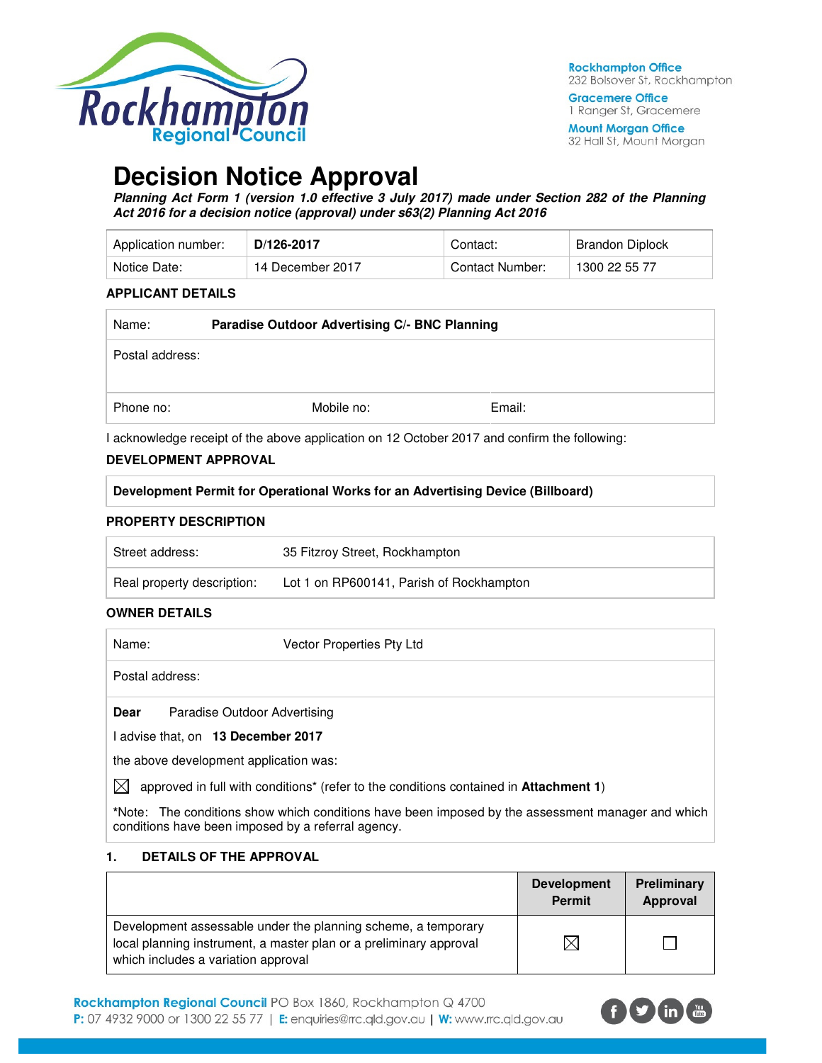Rockhampton Office
232 Bolsover St, Rockhampton

Gracemere Office
1 Ranger St, Gracemere

Mount Morgan Office
32 Hall St, Mount Morgan

# Decision Notice Approval

***Planning Act Form 1 (version 1.0 effective 3 July 2017) made under Section 282 of the Planning Act 2016 for a decision notice (approval) under s63(2) Planning Act 2016***

| Application number: | **D/126-2017** | Contact: | Brandon Diplock |
|---|---|---|---|
| Notice Date: | 14 December 2017 | Contact Number: | 1300 22 55 77 |

**APPLICANT DETAILS**

| Name: | **Paradise Outdoor Advertising C/- BNC Planning** | |
|---|---|---|
| Postal address: | | |
| Phone no: | Mobile no: | Email: |

I acknowledge receipt of the above application on 12 October 2017 and confirm the following:

**DEVELOPMENT APPROVAL**

| **Development Permit for Operational Works for an Advertising Device (Billboard)** |
|---|

**PROPERTY DESCRIPTION**

| Street address: | 35 Fitzroy Street, Rockhampton |
|---|---|
| Real property description: | Lot 1 on RP600141, Parish of Rockhampton |

**OWNER DETAILS**

| Name: | Vector Properties Pty Ltd |
|---|---|
| Postal address: | |

**Dear** Paradise Outdoor Advertising

I advise that, on **13 December 2017**

the above development application was:

☒ approved in full with conditions* (refer to the conditions contained in **Attachment 1**)

***Note:** The conditions show which conditions have been imposed by the assessment manager and which conditions have been imposed by a referral agency.

**1. DETAILS OF THE APPROVAL**

| | Development Permit | Preliminary Approval |
|---|---|---|
| Development assessable under the planning scheme, a temporary local planning instrument, a master plan or a preliminary approval which includes a variation approval | ☒ | ☐ |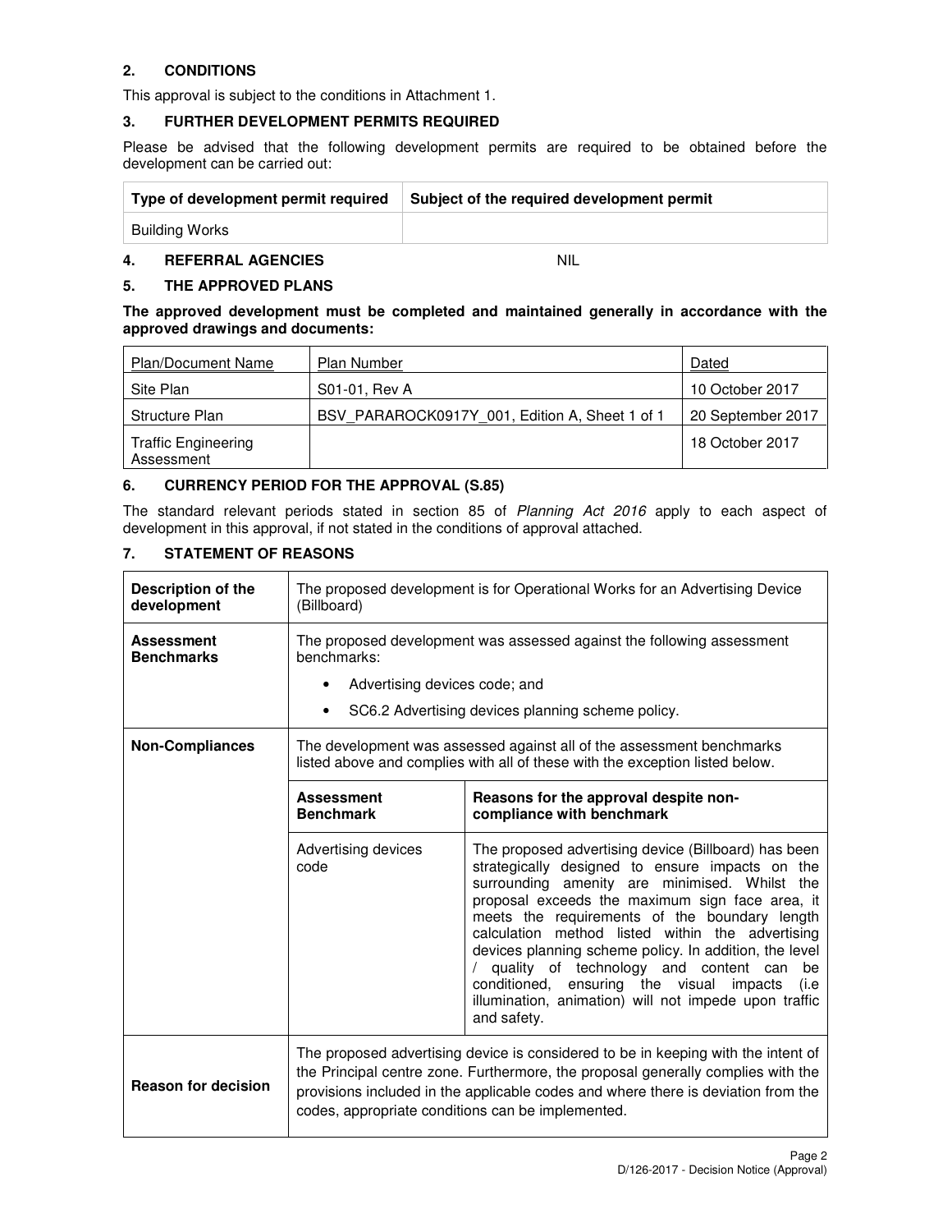## 2. CONDITIONS

This approval is subject to the conditions in Attachment 1.

## 3. FURTHER DEVELOPMENT PERMITS REQUIRED

Please be advised that the following development permits are required to be obtained before the development can be carried out:

| Type of development permit required | Subject of the required development permit |
|---|---|
| Building Works | |

## 4. REFERRAL AGENCIES

NIL

## 5. THE APPROVED PLANS

**The approved development must be completed and maintained generally in accordance with the approved drawings and documents:**

| Plan/Document Name | Plan Number | Dated |
|---|---|---|
| Site Plan | S01-01, Rev A | 10 October 2017 |
| Structure Plan | BSV_PARAROCK0917Y_001, Edition A, Sheet 1 of 1 | 20 September 2017 |
| Traffic Engineering Assessment | | 18 October 2017 |

## 6. CURRENCY PERIOD FOR THE APPROVAL (S.85)

The standard relevant periods stated in section 85 of *Planning Act 2016* apply to each aspect of development in this approval, if not stated in the conditions of approval attached.

## 7. STATEMENT OF REASONS

| | | |
|---|---|---|
| **Description of the development** | The proposed development is for Operational Works for an Advertising Device (Billboard) | |
| **Assessment Benchmarks** | The proposed development was assessed against the following assessment benchmarks:<br>• Advertising devices code; and<br>• SC6.2 Advertising devices planning scheme policy. | |
| **Non-Compliances** | The development was assessed against all of the assessment benchmarks listed above and complies with all of these with the exception listed below. | |
| | **Assessment Benchmark** | **Reasons for the approval despite non-compliance with benchmark** |
| | Advertising devices code | The proposed advertising device (Billboard) has been strategically designed to ensure impacts on the surrounding amenity are minimised. Whilst the proposal exceeds the maximum sign face area, it meets the requirements of the boundary length calculation method listed within the advertising devices planning scheme policy. In addition, the level / quality of technology and content can be conditioned, ensuring the visual impacts (i.e illumination, animation) will not impede upon traffic and safety. |
| **Reason for decision** | The proposed advertising device is considered to be in keeping with the intent of the Principal centre zone. Furthermore, the proposal generally complies with the provisions included in the applicable codes and where there is deviation from the codes, appropriate conditions can be implemented. | |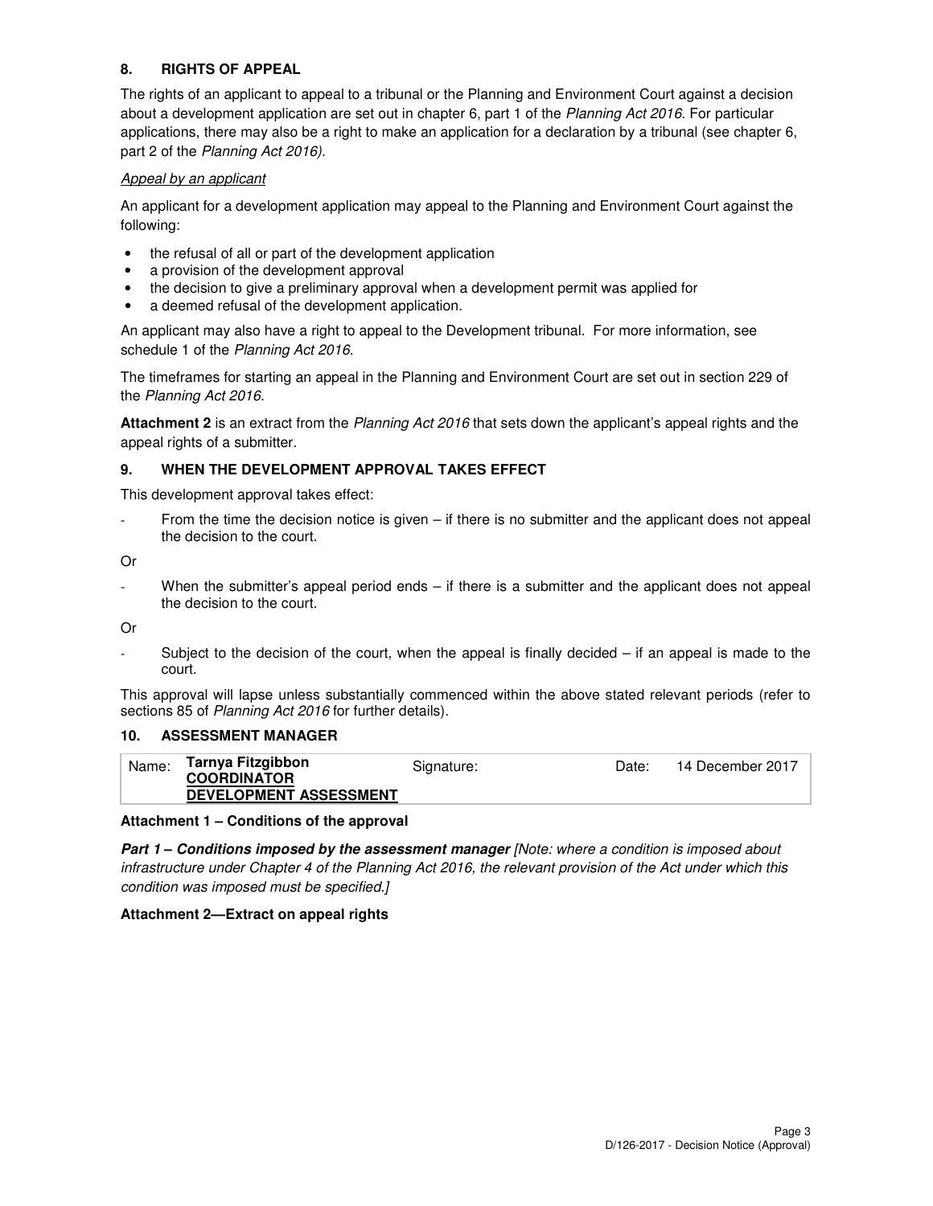## 8. RIGHTS OF APPEAL

The rights of an applicant to appeal to a tribunal or the Planning and Environment Court against a decision about a development application are set out in chapter 6, part 1 of the *Planning Act 2016*. For particular applications, there may also be a right to make an application for a declaration by a tribunal (see chapter 6, part 2 of the *Planning Act 2016).*

*Appeal by an applicant*

An applicant for a development application may appeal to the Planning and Environment Court against the following:

- the refusal of all or part of the development application
- a provision of the development approval
- the decision to give a preliminary approval when a development permit was applied for
- a deemed refusal of the development application.

An applicant may also have a right to appeal to the Development tribunal. For more information, see schedule 1 of the *Planning Act 2016*.

The timeframes for starting an appeal in the Planning and Environment Court are set out in section 229 of the *Planning Act 2016*.

**Attachment 2** is an extract from the *Planning Act 2016* that sets down the applicant's appeal rights and the appeal rights of a submitter.

## 9. WHEN THE DEVELOPMENT APPROVAL TAKES EFFECT

This development approval takes effect:

- From the time the decision notice is given – if there is no submitter and the applicant does not appeal the decision to the court.

Or

- When the submitter's appeal period ends – if there is a submitter and the applicant does not appeal the decision to the court.

Or

- Subject to the decision of the court, when the appeal is finally decided – if an appeal is made to the court.

This approval will lapse unless substantially commenced within the above stated relevant periods (refer to sections 85 of *Planning Act 2016* for further details).

## 10. ASSESSMENT MANAGER

| Name: | **Tarnya Fitzgibbon**<br>**COORDINATOR**<br>**DEVELOPMENT ASSESSMENT** | Signature: | | Date: | 14 December 2017 |
|---|---|---|---|---|---|

**Attachment 1 – Conditions of the approval**

***Part 1 – Conditions imposed by the assessment manager*** *[Note: where a condition is imposed about infrastructure under Chapter 4 of the Planning Act 2016, the relevant provision of the Act under which this condition was imposed must be specified.]*

**Attachment 2—Extract on appeal rights**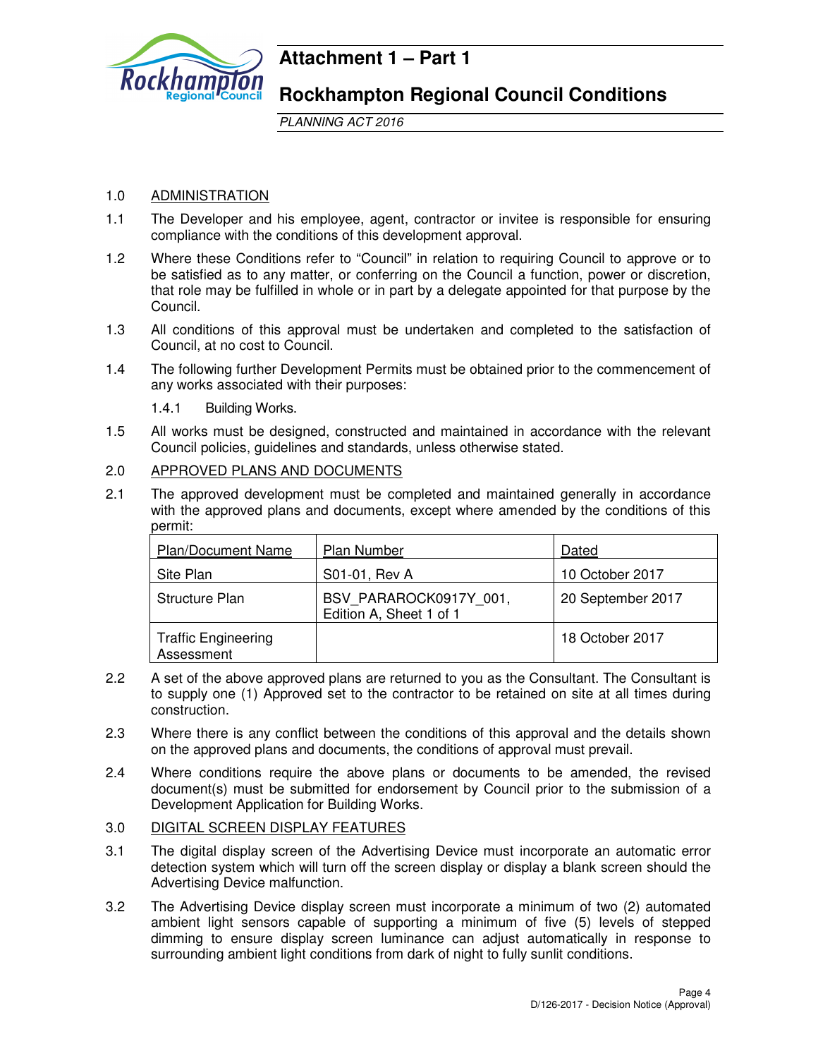# Attachment 1 – Part 1

## Rockhampton Regional Council Conditions

*PLANNING ACT 2016*

1.0 ADMINISTRATION

1.1 The Developer and his employee, agent, contractor or invitee is responsible for ensuring compliance with the conditions of this development approval.

1.2 Where these Conditions refer to "Council" in relation to requiring Council to approve or to be satisfied as to any matter, or conferring on the Council a function, power or discretion, that role may be fulfilled in whole or in part by a delegate appointed for that purpose by the Council.

1.3 All conditions of this approval must be undertaken and completed to the satisfaction of Council, at no cost to Council.

1.4 The following further Development Permits must be obtained prior to the commencement of any works associated with their purposes:

1.4.1 Building Works.

1.5 All works must be designed, constructed and maintained in accordance with the relevant Council policies, guidelines and standards, unless otherwise stated.

2.0 APPROVED PLANS AND DOCUMENTS

2.1 The approved development must be completed and maintained generally in accordance with the approved plans and documents, except where amended by the conditions of this permit:

| Plan/Document Name | Plan Number | Dated |
|---|---|---|
| Site Plan | S01-01, Rev A | 10 October 2017 |
| Structure Plan | BSV_PARAROCK0917Y_001, Edition A, Sheet 1 of 1 | 20 September 2017 |
| Traffic Engineering Assessment | | 18 October 2017 |

2.2 A set of the above approved plans are returned to you as the Consultant. The Consultant is to supply one (1) Approved set to the contractor to be retained on site at all times during construction.

2.3 Where there is any conflict between the conditions of this approval and the details shown on the approved plans and documents, the conditions of approval must prevail.

2.4 Where conditions require the above plans or documents to be amended, the revised document(s) must be submitted for endorsement by Council prior to the submission of a Development Application for Building Works.

3.0 DIGITAL SCREEN DISPLAY FEATURES

3.1 The digital display screen of the Advertising Device must incorporate an automatic error detection system which will turn off the screen display or display a blank screen should the Advertising Device malfunction.

3.2 The Advertising Device display screen must incorporate a minimum of two (2) automated ambient light sensors capable of supporting a minimum of five (5) levels of stepped dimming to ensure display screen luminance can adjust automatically in response to surrounding ambient light conditions from dark of night to fully sunlit conditions.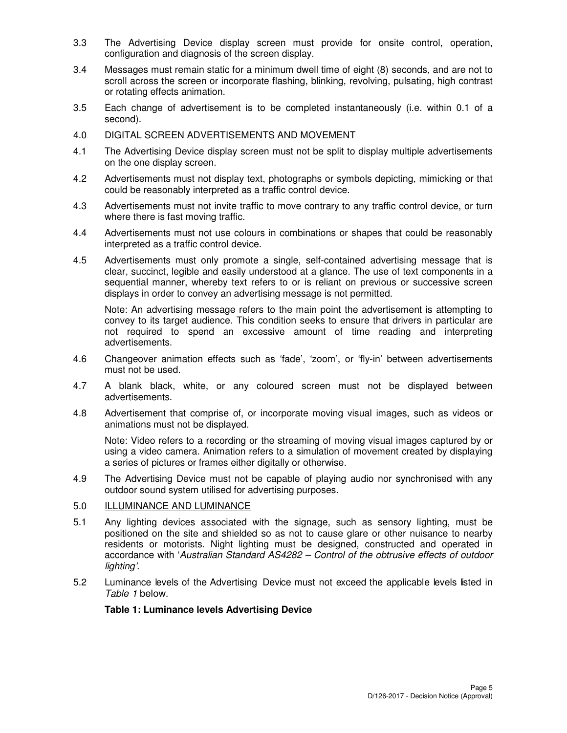3.3 The Advertising Device display screen must provide for onsite control, operation, configuration and diagnosis of the screen display.

3.4 Messages must remain static for a minimum dwell time of eight (8) seconds, and are not to scroll across the screen or incorporate flashing, blinking, revolving, pulsating, high contrast or rotating effects animation.

3.5 Each change of advertisement is to be completed instantaneously (i.e. within 0.1 of a second).

4.0 <u>DIGITAL SCREEN ADVERTISEMENTS AND MOVEMENT</u>

4.1 The Advertising Device display screen must not be split to display multiple advertisements on the one display screen.

4.2 Advertisements must not display text, photographs or symbols depicting, mimicking or that could be reasonably interpreted as a traffic control device.

4.3 Advertisements must not invite traffic to move contrary to any traffic control device, or turn where there is fast moving traffic.

4.4 Advertisements must not use colours in combinations or shapes that could be reasonably interpreted as a traffic control device.

4.5 Advertisements must only promote a single, self-contained advertising message that is clear, succinct, legible and easily understood at a glance. The use of text components in a sequential manner, whereby text refers to or is reliant on previous or successive screen displays in order to convey an advertising message is not permitted.

Note: An advertising message refers to the main point the advertisement is attempting to convey to its target audience. This condition seeks to ensure that drivers in particular are not required to spend an excessive amount of time reading and interpreting advertisements.

4.6 Changeover animation effects such as 'fade', 'zoom', or 'fly-in' between advertisements must not be used.

4.7 A blank black, white, or any coloured screen must not be displayed between advertisements.

4.8 Advertisement that comprise of, or incorporate moving visual images, such as videos or animations must not be displayed.

Note: Video refers to a recording or the streaming of moving visual images captured by or using a video camera. Animation refers to a simulation of movement created by displaying a series of pictures or frames either digitally or otherwise.

4.9 The Advertising Device must not be capable of playing audio nor synchronised with any outdoor sound system utilised for advertising purposes.

5.0 <u>ILLUMINANCE AND LUMINANCE</u>

5.1 Any lighting devices associated with the signage, such as sensory lighting, must be positioned on the site and shielded so as not to cause glare or other nuisance to nearby residents or motorists. Night lighting must be designed, constructed and operated in accordance with '*Australian Standard AS4282 – Control of the obtrusive effects of outdoor lighting*'.

5.2 Luminance levels of the Advertising Device must not exceed the applicable levels listed in *Table 1* below.

**Table 1: Luminance levels Advertising Device**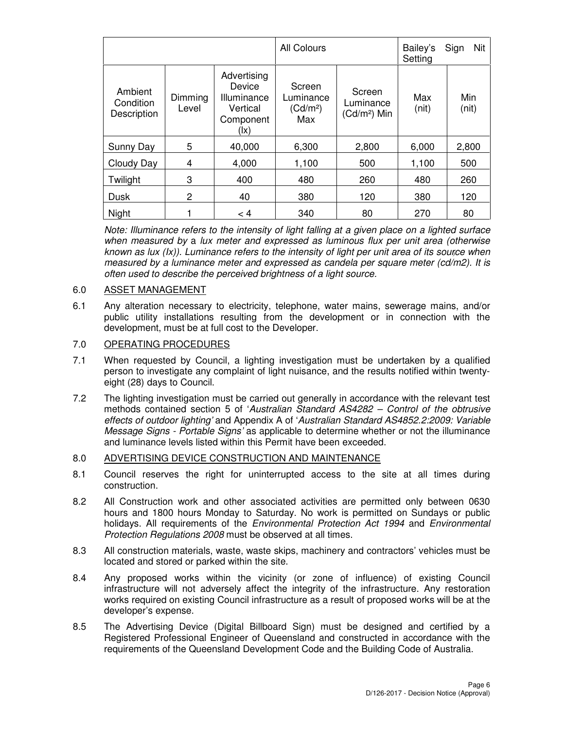| | | | All Colours | | Bailey's Sign Nit Setting | |
|---|---|---|---|---|---|---|
| Ambient Condition Description | Dimming Level | Advertising Device Illuminance Vertical Component (lx) | Screen Luminance (Cd/m²) Max | Screen Luminance (Cd/m²) Min | Max (nit) | Min (nit) |
| Sunny Day | 5 | 40,000 | 6,300 | 2,800 | 6,000 | 2,800 |
| Cloudy Day | 4 | 4,000 | 1,100 | 500 | 1,100 | 500 |
| Twilight | 3 | 400 | 480 | 260 | 480 | 260 |
| Dusk | 2 | 40 | 380 | 120 | 380 | 120 |
| Night | 1 | < 4 | 340 | 80 | 270 | 80 |

*Note: Illuminance refers to the intensity of light falling at a given place on a lighted surface when measured by a lux meter and expressed as luminous flux per unit area (otherwise known as lux (lx)). Luminance refers to the intensity of light per unit area of its source when measured by a luminance meter and expressed as candela per square meter (cd/m2). It is often used to describe the perceived brightness of a light source.*

6.0 ASSET MANAGEMENT

6.1 Any alteration necessary to electricity, telephone, water mains, sewerage mains, and/or public utility installations resulting from the development or in connection with the development, must be at full cost to the Developer.

7.0 OPERATING PROCEDURES

7.1 When requested by Council, a lighting investigation must be undertaken by a qualified person to investigate any complaint of light nuisance, and the results notified within twenty-eight (28) days to Council.

7.2 The lighting investigation must be carried out generally in accordance with the relevant test methods contained section 5 of '*Australian Standard AS4282 – Control of the obtrusive effects of outdoor lighting'* and Appendix A of '*Australian Standard AS4852.2:2009: Variable Message Signs - Portable Signs'* as applicable to determine whether or not the illuminance and luminance levels listed within this Permit have been exceeded.

8.0 ADVERTISING DEVICE CONSTRUCTION AND MAINTENANCE

8.1 Council reserves the right for uninterrupted access to the site at all times during construction.

8.2 All Construction work and other associated activities are permitted only between 0630 hours and 1800 hours Monday to Saturday. No work is permitted on Sundays or public holidays. All requirements of the *Environmental Protection Act 1994* and *Environmental Protection Regulations 2008* must be observed at all times.

8.3 All construction materials, waste, waste skips, machinery and contractors' vehicles must be located and stored or parked within the site.

8.4 Any proposed works within the vicinity (or zone of influence) of existing Council infrastructure will not adversely affect the integrity of the infrastructure. Any restoration works required on existing Council infrastructure as a result of proposed works will be at the developer's expense.

8.5 The Advertising Device (Digital Billboard Sign) must be designed and certified by a Registered Professional Engineer of Queensland and constructed in accordance with the requirements of the Queensland Development Code and the Building Code of Australia.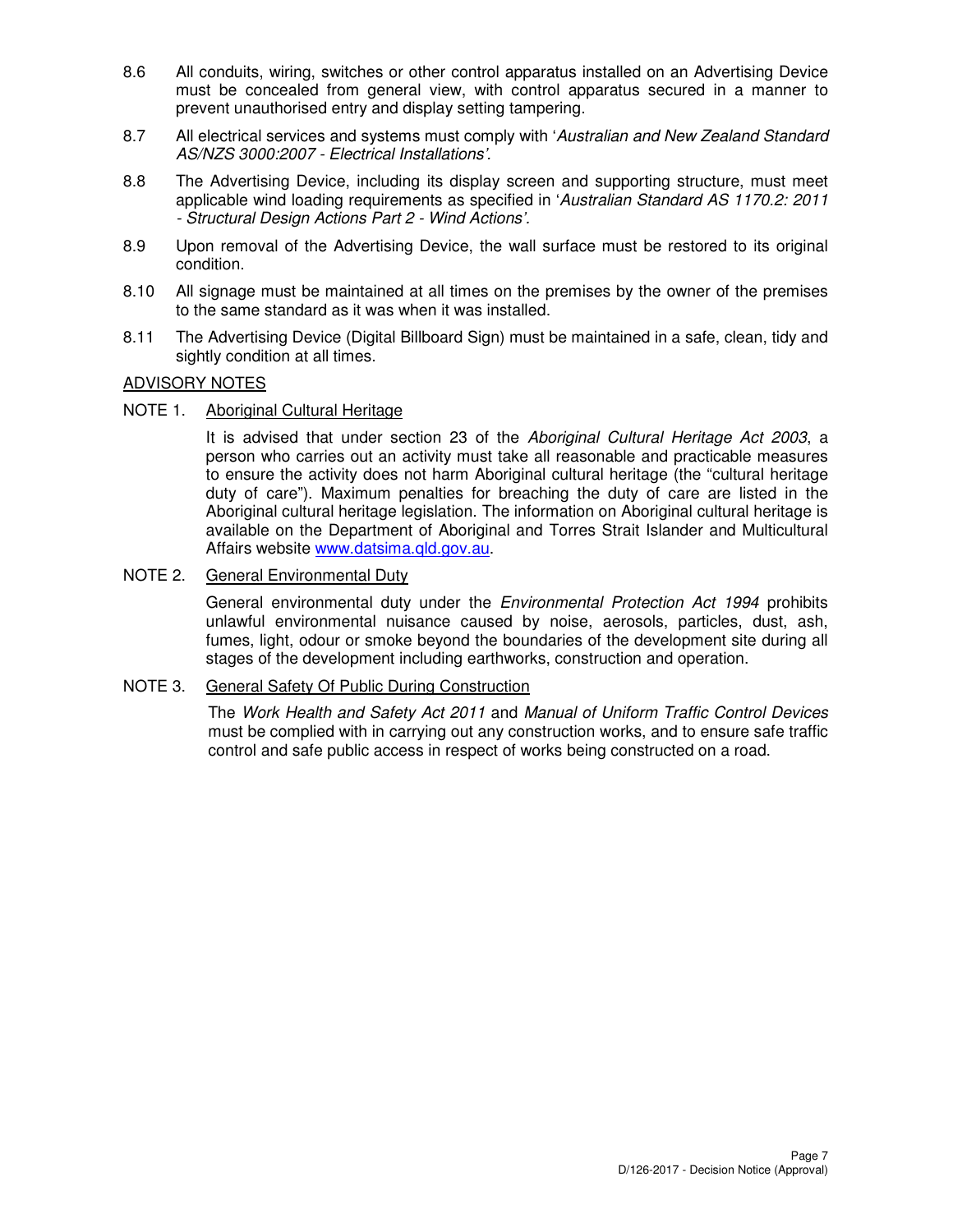8.6 All conduits, wiring, switches or other control apparatus installed on an Advertising Device must be concealed from general view, with control apparatus secured in a manner to prevent unauthorised entry and display setting tampering.

8.7 All electrical services and systems must comply with '*Australian and New Zealand Standard AS/NZS 3000:2007 - Electrical Installations'.*

8.8 The Advertising Device, including its display screen and supporting structure, must meet applicable wind loading requirements as specified in '*Australian Standard AS 1170.2: 2011 - Structural Design Actions Part 2 - Wind Actions'.*

8.9 Upon removal of the Advertising Device, the wall surface must be restored to its original condition.

8.10 All signage must be maintained at all times on the premises by the owner of the premises to the same standard as it was when it was installed.

8.11 The Advertising Device (Digital Billboard Sign) must be maintained in a safe, clean, tidy and sightly condition at all times.

ADVISORY NOTES

NOTE 1. Aboriginal Cultural Heritage

It is advised that under section 23 of the *Aboriginal Cultural Heritage Act 2003*, a person who carries out an activity must take all reasonable and practicable measures to ensure the activity does not harm Aboriginal cultural heritage (the "cultural heritage duty of care"). Maximum penalties for breaching the duty of care are listed in the Aboriginal cultural heritage legislation. The information on Aboriginal cultural heritage is available on the Department of Aboriginal and Torres Strait Islander and Multicultural Affairs website www.datsima.qld.gov.au.

NOTE 2. General Environmental Duty

General environmental duty under the *Environmental Protection Act 1994* prohibits unlawful environmental nuisance caused by noise, aerosols, particles, dust, ash, fumes, light, odour or smoke beyond the boundaries of the development site during all stages of the development including earthworks, construction and operation.

NOTE 3. General Safety Of Public During Construction

The *Work Health and Safety Act 2011* and *Manual of Uniform Traffic Control Devices* must be complied with in carrying out any construction works, and to ensure safe traffic control and safe public access in respect of works being constructed on a road.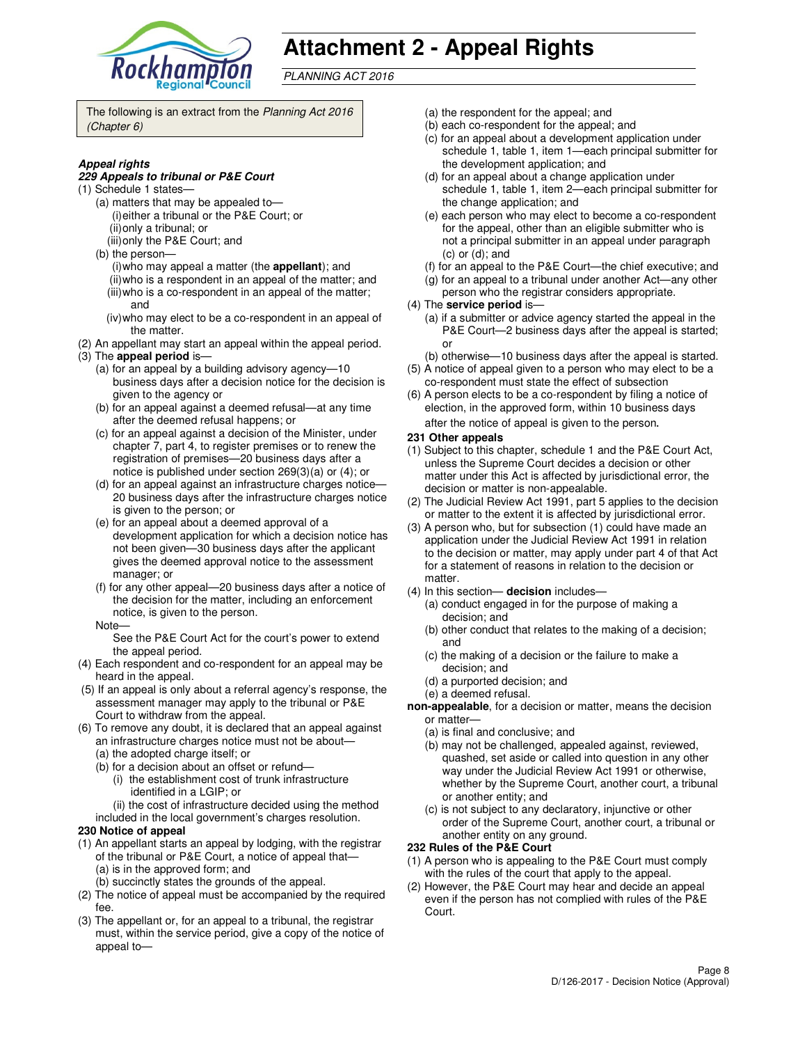# Attachment 2 - Appeal Rights

*PLANNING ACT 2016*

The following is an extract from the *Planning Act 2016 (Chapter 6)*

***Appeal rights***

***229 Appeals to tribunal or P&E Court***

(1) Schedule 1 states—

(a) matters that may be appealed to—

(i) either a tribunal or the P&E Court; or

(ii) only a tribunal; or

(iii) only the P&E Court; and

(b) the person—

(i) who may appeal a matter (the **appellant**); and

(ii) who is a respondent in an appeal of the matter; and

(iii) who is a co-respondent in an appeal of the matter; and

(iv) who may elect to be a co-respondent in an appeal of the matter.

(2) An appellant may start an appeal within the appeal period.

(3) The **appeal period** is—

(a) for an appeal by a building advisory agency—10 business days after a decision notice for the decision is given to the agency or

(b) for an appeal against a deemed refusal—at any time after the deemed refusal happens; or

(c) for an appeal against a decision of the Minister, under chapter 7, part 4, to register premises or to renew the registration of premises—20 business days after a notice is published under section 269(3)(a) or (4); or

(d) for an appeal against an infrastructure charges notice—20 business days after the infrastructure charges notice is given to the person; or

(e) for an appeal about a deemed approval of a development application for which a decision notice has not been given—30 business days after the applicant gives the deemed approval notice to the assessment manager; or

(f) for any other appeal—20 business days after a notice of the decision for the matter, including an enforcement notice, is given to the person.

Note—

See the P&E Court Act for the court's power to extend the appeal period.

(4) Each respondent and co-respondent for an appeal may be heard in the appeal.

(5) If an appeal is only about a referral agency's response, the assessment manager may apply to the tribunal or P&E Court to withdraw from the appeal.

(6) To remove any doubt, it is declared that an appeal against an infrastructure charges notice must not be about—

(a) the adopted charge itself; or

(b) for a decision about an offset or refund—

(i) the establishment cost of trunk infrastructure identified in a LGIP; or

(ii) the cost of infrastructure decided using the method included in the local government's charges resolution.

**230 Notice of appeal**

(1) An appellant starts an appeal by lodging, with the registrar of the tribunal or P&E Court, a notice of appeal that—

(a) is in the approved form; and

(b) succinctly states the grounds of the appeal.

(2) The notice of appeal must be accompanied by the required fee.

(3) The appellant or, for an appeal to a tribunal, the registrar must, within the service period, give a copy of the notice of appeal to—

(a) the respondent for the appeal; and

(b) each co-respondent for the appeal; and

(c) for an appeal about a development application under schedule 1, table 1, item 1—each principal submitter for the development application; and

(d) for an appeal about a change application under schedule 1, table 1, item 2—each principal submitter for the change application; and

(e) each person who may elect to become a co-respondent for the appeal, other than an eligible submitter who is not a principal submitter in an appeal under paragraph (c) or (d); and

(f) for an appeal to the P&E Court—the chief executive; and

(g) for an appeal to a tribunal under another Act—any other person who the registrar considers appropriate.

(4) The **service period** is—

(a) if a submitter or advice agency started the appeal in the P&E Court—2 business days after the appeal is started; or

(b) otherwise—10 business days after the appeal is started.

(5) A notice of appeal given to a person who may elect to be a co-respondent must state the effect of subsection

(6) A person elects to be a co-respondent by filing a notice of election, in the approved form, within 10 business days after the notice of appeal is given to the person.

**231 Other appeals**

(1) Subject to this chapter, schedule 1 and the P&E Court Act, unless the Supreme Court decides a decision or other matter under this Act is affected by jurisdictional error, the decision or matter is non-appealable.

(2) The Judicial Review Act 1991, part 5 applies to the decision or matter to the extent it is affected by jurisdictional error.

(3) A person who, but for subsection (1) could have made an application under the Judicial Review Act 1991 in relation to the decision or matter, may apply under part 4 of that Act for a statement of reasons in relation to the decision or matter.

(4) In this section— **decision** includes—

(a) conduct engaged in for the purpose of making a decision; and

(b) other conduct that relates to the making of a decision; and

(c) the making of a decision or the failure to make a decision; and

(d) a purported decision; and

(e) a deemed refusal.

**non-appealable**, for a decision or matter, means the decision or matter—

(a) is final and conclusive; and

(b) may not be challenged, appealed against, reviewed, quashed, set aside or called into question in any other way under the Judicial Review Act 1991 or otherwise, whether by the Supreme Court, another court, a tribunal or another entity; and

(c) is not subject to any declaratory, injunctive or other order of the Supreme Court, another court, a tribunal or another entity on any ground.

**232 Rules of the P&E Court**

(1) A person who is appealing to the P&E Court must comply with the rules of the court that apply to the appeal.

(2) However, the P&E Court may hear and decide an appeal even if the person has not complied with rules of the P&E Court.

D/126-2017 - Decision Notice (Approval)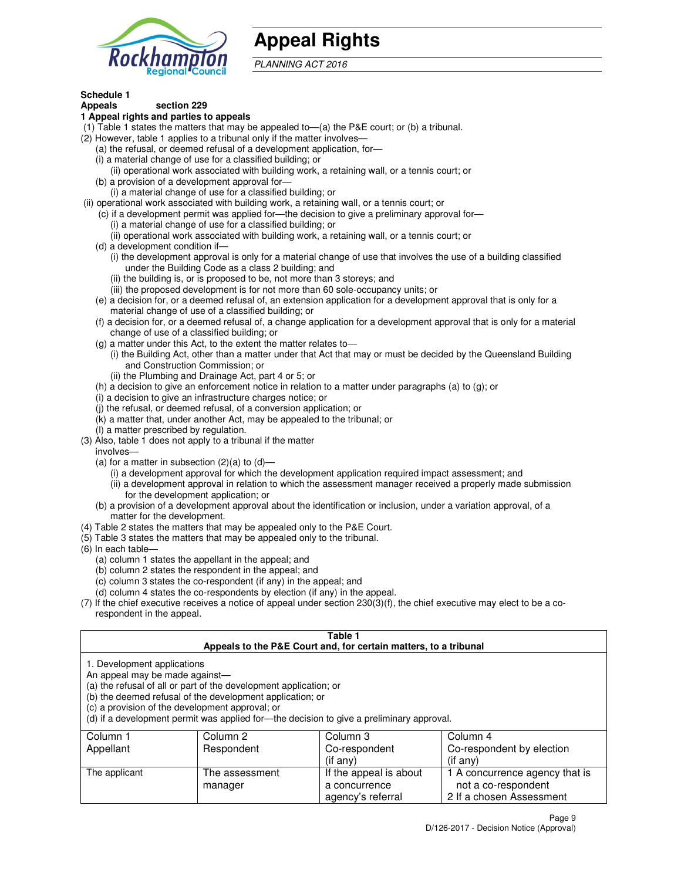# Appeal Rights

*PLANNING ACT 2016*

**Schedule 1**
**Appeals section 229**

**1 Appeal rights and parties to appeals**

(1) Table 1 states the matters that may be appealed to—(a) the P&E court; or (b) a tribunal.

(2) However, table 1 applies to a tribunal only if the matter involves—

- (a) the refusal, or deemed refusal of a development application, for—
  - (i) a material change of use for a classified building; or
  - (ii) operational work associated with building work, a retaining wall, or a tennis court; or
- (b) a provision of a development approval for—
  - (i) a material change of use for a classified building; or
  - (ii) operational work associated with building work, a retaining wall, or a tennis court; or
- (c) if a development permit was applied for—the decision to give a preliminary approval for—
  - (i) a material change of use for a classified building; or
  - (ii) operational work associated with building work, a retaining wall, or a tennis court; or
- (d) a development condition if—
  - (i) the development approval is only for a material change of use that involves the use of a building classified under the Building Code as a class 2 building; and
  - (ii) the building is, or is proposed to be, not more than 3 storeys; and
  - (iii) the proposed development is for not more than 60 sole-occupancy units; or
- (e) a decision for, or a deemed refusal of, an extension application for a development approval that is only for a material change of use of a classified building; or
- (f) a decision for, or a deemed refusal of, a change application for a development approval that is only for a material change of use of a classified building; or
- (g) a matter under this Act, to the extent the matter relates to—
  - (i) the Building Act, other than a matter under that Act that may or must be decided by the Queensland Building and Construction Commission; or
  - (ii) the Plumbing and Drainage Act, part 4 or 5; or
- (h) a decision to give an enforcement notice in relation to a matter under paragraphs (a) to (g); or
- (i) a decision to give an infrastructure charges notice; or
- (j) the refusal, or deemed refusal, of a conversion application; or
- (k) a matter that, under another Act, may be appealed to the tribunal; or
- (l) a matter prescribed by regulation.

(3) Also, table 1 does not apply to a tribunal if the matter involves—

- (a) for a matter in subsection (2)(a) to (d)—
  - (i) a development approval for which the development application required impact assessment; and
  - (ii) a development approval in relation to which the assessment manager received a properly made submission for the development application; or
- (b) a provision of a development approval about the identification or inclusion, under a variation approval, of a matter for the development.

(4) Table 2 states the matters that may be appealed only to the P&E Court.

(5) Table 3 states the matters that may be appealed only to the tribunal.

(6) In each table—

- (a) column 1 states the appellant in the appeal; and
- (b) column 2 states the respondent in the appeal; and
- (c) column 3 states the co-respondent (if any) in the appeal; and
- (d) column 4 states the co-respondents by election (if any) in the appeal.

(7) If the chief executive receives a notice of appeal under section 230(3)(f), the chief executive may elect to be a co-respondent in the appeal.

**Table 1**
**Appeals to the P&E Court and, for certain matters, to a tribunal**

1. Development applications

An appeal may be made against—
(a) the refusal of all or part of the development application; or
(b) the deemed refusal of the development application; or
(c) a provision of the development approval; or
(d) if a development permit was applied for—the decision to give a preliminary approval.

| Column 1<br>Appellant | Column 2<br>Respondent | Column 3<br>Co-respondent<br>(if any) | Column 4<br>Co-respondent by election<br>(if any) |
|---|---|---|---|
| The applicant | The assessment manager | If the appeal is about a concurrence agency's referral | 1 A concurrence agency that is not a co-respondent<br>2 If a chosen Assessment |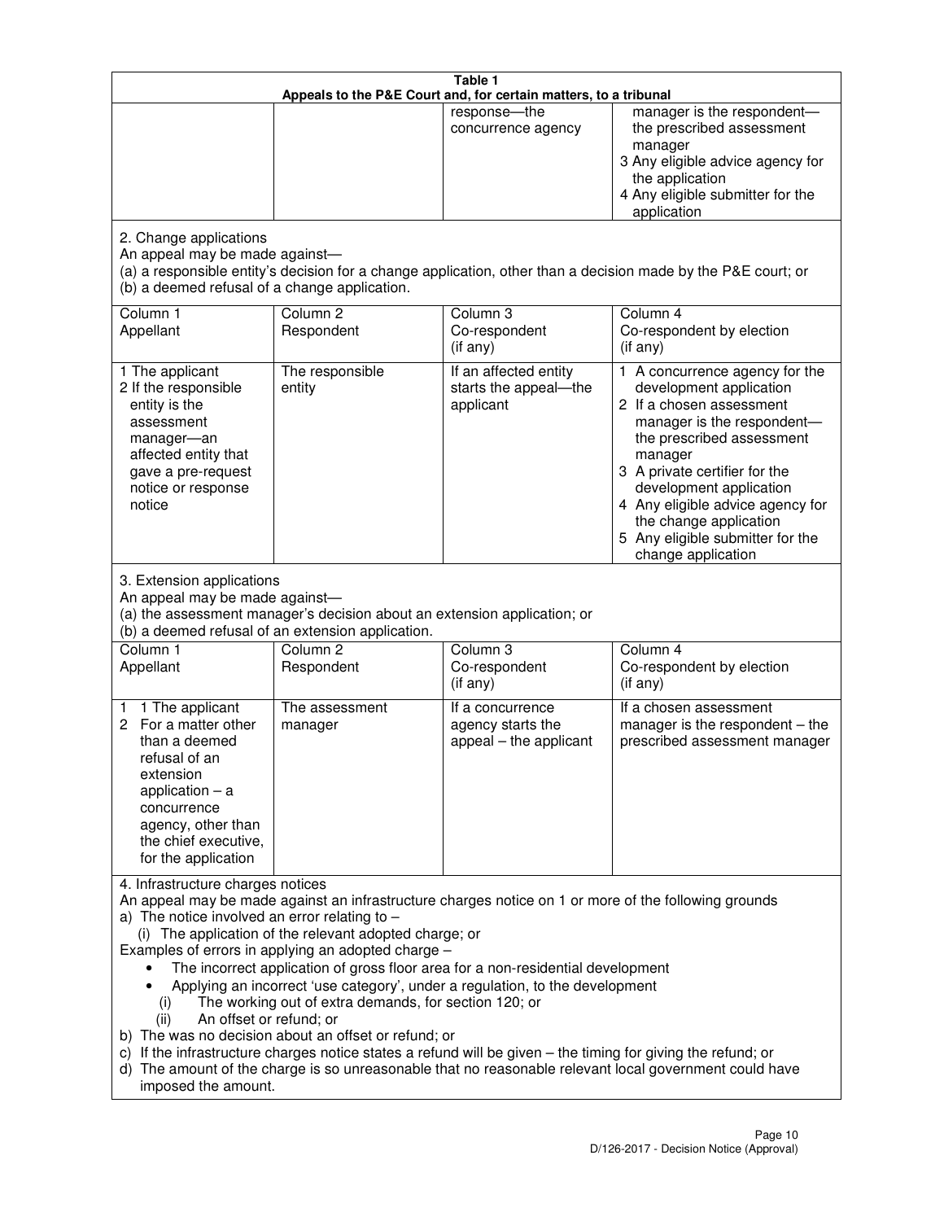**Table 1**
**Appeals to the P&E Court and, for certain matters, to a tribunal**

| | | | |
|---|---|---|---|
| | | response—the concurrence agency | manager is the respondent—the prescribed assessment manager<br>3 Any eligible advice agency for the application<br>4 Any eligible submitter for the application |

2. Change applications
An appeal may be made against—
(a) a responsible entity's decision for a change application, other than a decision made by the P&E court; or
(b) a deemed refusal of a change application.

| Column 1<br>Appellant | Column 2<br>Respondent | Column 3<br>Co-respondent<br>(if any) | Column 4<br>Co-respondent by election<br>(if any) |
|---|---|---|---|
| 1 The applicant<br>2 If the responsible entity is the assessment manager—an affected entity that gave a pre-request notice or response notice | The responsible entity | If an affected entity starts the appeal—the applicant | 1 A concurrence agency for the development application<br>2 If a chosen assessment manager is the respondent—the prescribed assessment manager<br>3 A private certifier for the development application<br>4 Any eligible advice agency for the change application<br>5 Any eligible submitter for the change application |

3. Extension applications
An appeal may be made against—
(a) the assessment manager's decision about an extension application; or
(b) a deemed refusal of an extension application.

| Column 1<br>Appellant | Column 2<br>Respondent | Column 3<br>Co-respondent<br>(if any) | Column 4<br>Co-respondent by election<br>(if any) |
|---|---|---|---|
| 1 1 The applicant<br>2 For a matter other than a deemed refusal of an extension application – a concurrence agency, other than the chief executive, for the application | The assessment manager | If a concurrence agency starts the appeal – the applicant | If a chosen assessment manager is the respondent – the prescribed assessment manager |

4. Infrastructure charges notices
An appeal may be made against an infrastructure charges notice on 1 or more of the following grounds
a) The notice involved an error relating to –
(i) The application of the relevant adopted charge; or
Examples of errors in applying an adopted charge –
- The incorrect application of gross floor area for a non-residential development
- Applying an incorrect 'use category', under a regulation, to the development
(i) The working out of extra demands, for section 120; or
(ii) An offset or refund; or
b) The was no decision about an offset or refund; or
c) If the infrastructure charges notice states a refund will be given – the timing for giving the refund; or
d) The amount of the charge is so unreasonable that no reasonable relevant local government could have imposed the amount.

D/126-2017 - Decision Notice (Approval)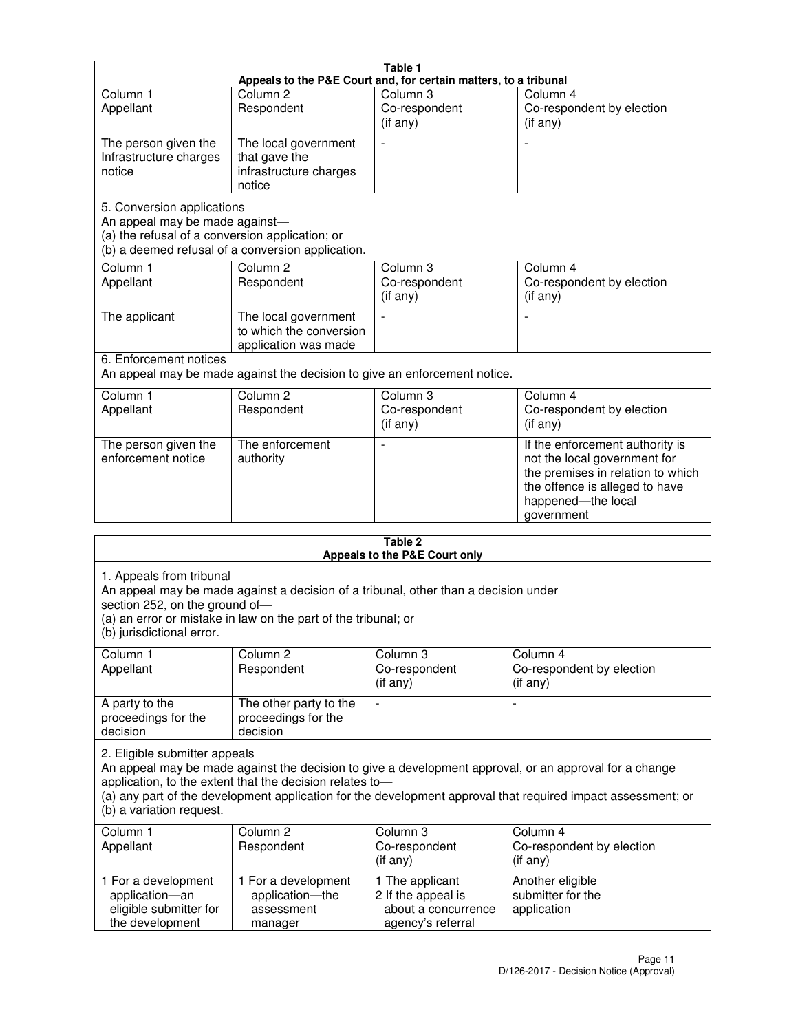**Table 1**
**Appeals to the P&E Court and, for certain matters, to a tribunal**

| Column 1<br>Appellant | Column 2<br>Respondent | Column 3<br>Co-respondent<br>(if any) | Column 4<br>Co-respondent by election<br>(if any) |
|---|---|---|---|
| The person given the Infrastructure charges notice | The local government that gave the infrastructure charges notice | - | - |

5. Conversion applications
An appeal may be made against—
(a) the refusal of a conversion application; or
(b) a deemed refusal of a conversion application.

| Column 1<br>Appellant | Column 2<br>Respondent | Column 3<br>Co-respondent<br>(if any) | Column 4<br>Co-respondent by election<br>(if any) |
|---|---|---|---|
| The applicant | The local government to which the conversion application was made | - | - |

6. Enforcement notices
An appeal may be made against the decision to give an enforcement notice.

| Column 1<br>Appellant | Column 2<br>Respondent | Column 3<br>Co-respondent<br>(if any) | Column 4<br>Co-respondent by election<br>(if any) |
|---|---|---|---|
| The person given the enforcement notice | The enforcement authority | - | If the enforcement authority is not the local government for the premises in relation to which the offence is alleged to have happened—the local government |

**Table 2**
**Appeals to the P&E Court only**

1. Appeals from tribunal
An appeal may be made against a decision of a tribunal, other than a decision under section 252, on the ground of—
(a) an error or mistake in law on the part of the tribunal; or
(b) jurisdictional error.

| Column 1<br>Appellant | Column 2<br>Respondent | Column 3<br>Co-respondent<br>(if any) | Column 4<br>Co-respondent by election<br>(if any) |
|---|---|---|---|
| A party to the proceedings for the decision | The other party to the proceedings for the decision | - | - |

2. Eligible submitter appeals
An appeal may be made against the decision to give a development approval, or an approval for a change application, to the extent that the decision relates to—
(a) any part of the development application for the development approval that required impact assessment; or
(b) a variation request.

| Column 1<br>Appellant | Column 2<br>Respondent | Column 3<br>Co-respondent<br>(if any) | Column 4<br>Co-respondent by election<br>(if any) |
|---|---|---|---|
| 1 For a development application—an eligible submitter for the development | 1 For a development application—the assessment manager | 1 The applicant<br>2 If the appeal is about a concurrence agency's referral | Another eligible submitter for the application |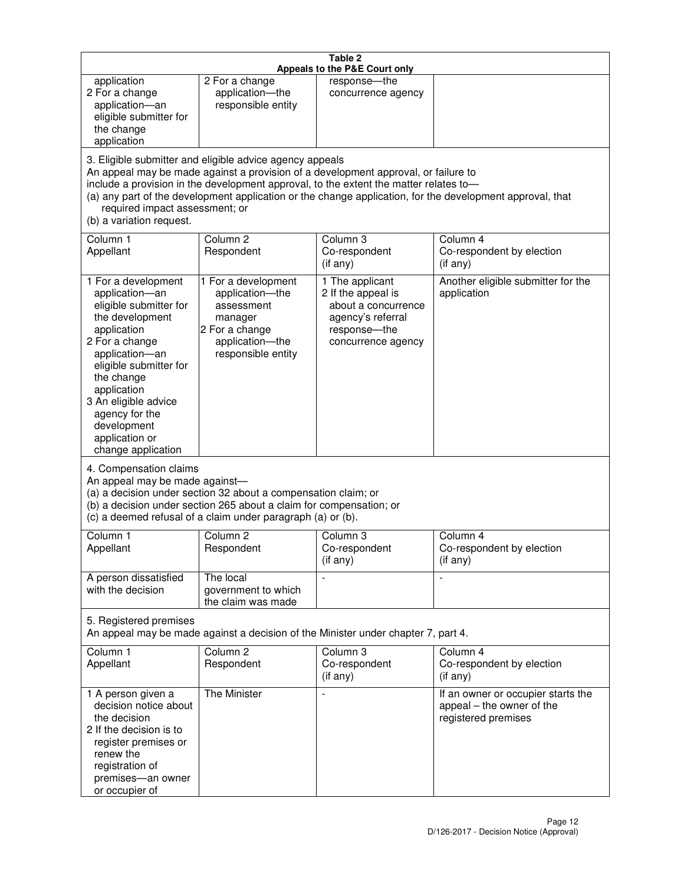**Table 2**
**Appeals to the P&E Court only**

| | | | |
|---|---|---|---|
| application<br>2 For a change application—an eligible submitter for the change application | 2 For a change application—the responsible entity | response—the concurrence agency | |

3. Eligible submitter and eligible advice agency appeals
An appeal may be made against a provision of a development approval, or failure to include a provision in the development approval, to the extent the matter relates to—
(a) any part of the development application or the change application, for the development approval, that required impact assessment; or
(b) a variation request.

| Column 1<br>Appellant | Column 2<br>Respondent | Column 3<br>Co-respondent<br>(if any) | Column 4<br>Co-respondent by election<br>(if any) |
|---|---|---|---|
| 1 For a development application—an eligible submitter for the development application<br>2 For a change application—an eligible submitter for the change application<br>3 An eligible advice agency for the development application or change application | 1 For a development application—the assessment manager<br>2 For a change application—the responsible entity | 1 The applicant<br>2 If the appeal is about a concurrence agency's referral response—the concurrence agency | Another eligible submitter for the application |

4. Compensation claims
An appeal may be made against—
(a) a decision under section 32 about a compensation claim; or
(b) a decision under section 265 about a claim for compensation; or
(c) a deemed refusal of a claim under paragraph (a) or (b).

| Column 1<br>Appellant | Column 2<br>Respondent | Column 3<br>Co-respondent<br>(if any) | Column 4<br>Co-respondent by election<br>(if any) |
|---|---|---|---|
| A person dissatisfied with the decision | The local government to which the claim was made | - | - |

5. Registered premises
An appeal may be made against a decision of the Minister under chapter 7, part 4.

| Column 1<br>Appellant | Column 2<br>Respondent | Column 3<br>Co-respondent<br>(if any) | Column 4<br>Co-respondent by election<br>(if any) |
|---|---|---|---|
| 1 A person given a decision notice about the decision<br>2 If the decision is to register premises or renew the registration of premises—an owner or occupier of | The Minister | - | If an owner or occupier starts the appeal – the owner of the registered premises |

D/126-2017 - Decision Notice (Approval)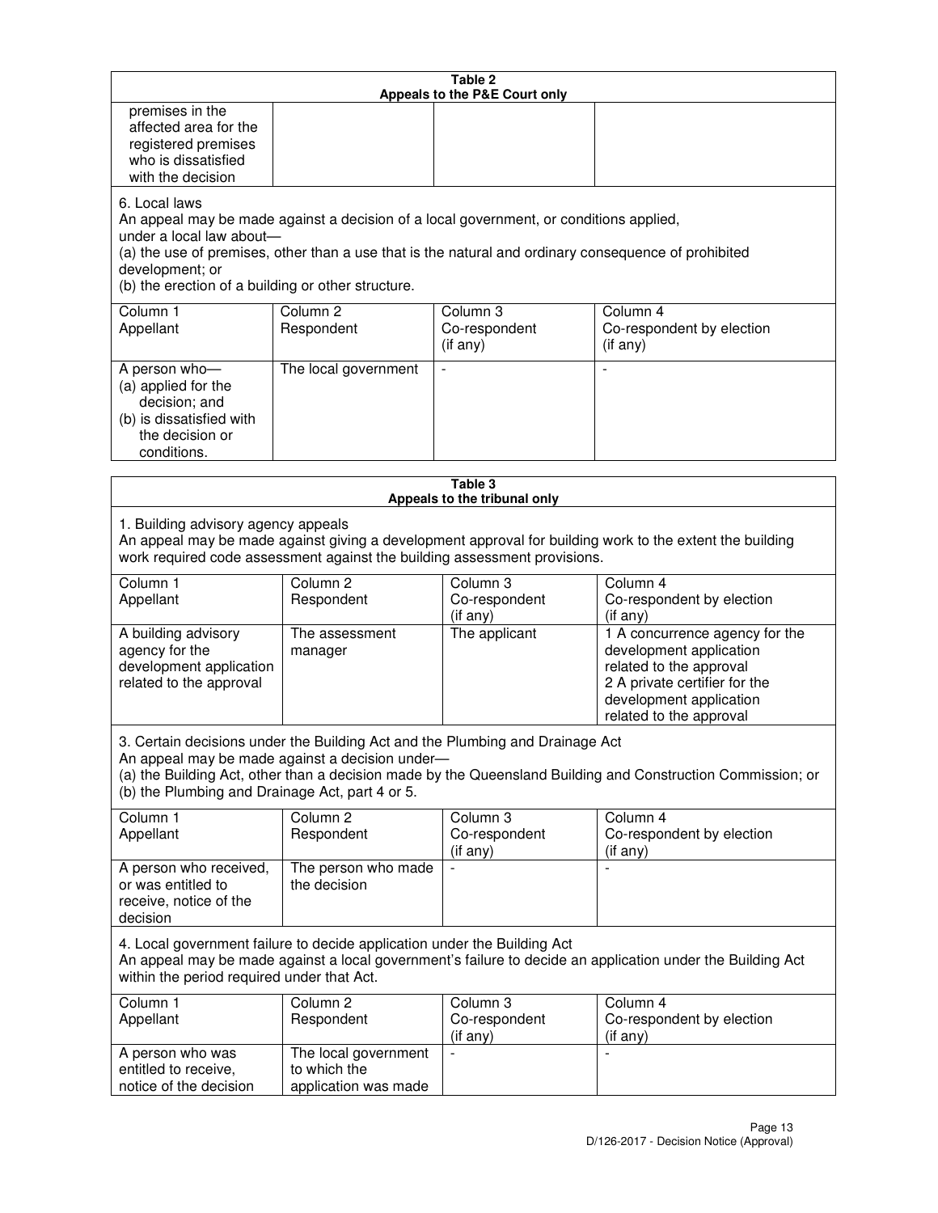**Table 2**
**Appeals to the P&E Court only**

| | | | |
|---|---|---|---|
| premises in the affected area for the registered premises who is dissatisfied with the decision | | | |

6. Local laws
An appeal may be made against a decision of a local government, or conditions applied, under a local law about—
(a) the use of premises, other than a use that is the natural and ordinary consequence of prohibited development; or
(b) the erection of a building or other structure.

| Column 1 Appellant | Column 2 Respondent | Column 3 Co-respondent (if any) | Column 4 Co-respondent by election (if any) |
|---|---|---|---|
| A person who— (a) applied for the decision; and (b) is dissatisfied with the decision or conditions. | The local government | - | - |

**Table 3**
**Appeals to the tribunal only**

1. Building advisory agency appeals
An appeal may be made against giving a development approval for building work to the extent the building work required code assessment against the building assessment provisions.

| Column 1 Appellant | Column 2 Respondent | Column 3 Co-respondent (if any) | Column 4 Co-respondent by election (if any) |
|---|---|---|---|
| A building advisory agency for the development application related to the approval | The assessment manager | The applicant | 1 A concurrence agency for the development application related to the approval 2 A private certifier for the development application related to the approval |

3. Certain decisions under the Building Act and the Plumbing and Drainage Act
An appeal may be made against a decision under—
(a) the Building Act, other than a decision made by the Queensland Building and Construction Commission; or
(b) the Plumbing and Drainage Act, part 4 or 5.

| Column 1 Appellant | Column 2 Respondent | Column 3 Co-respondent (if any) | Column 4 Co-respondent by election (if any) |
|---|---|---|---|
| A person who received, or was entitled to receive, notice of the decision | The person who made the decision | - | - |

4. Local government failure to decide application under the Building Act
An appeal may be made against a local government's failure to decide an application under the Building Act within the period required under that Act.

| Column 1 Appellant | Column 2 Respondent | Column 3 Co-respondent (if any) | Column 4 Co-respondent by election (if any) |
|---|---|---|---|
| A person who was entitled to receive, notice of the decision | The local government to which the application was made | - | - |

D/126-2017 - Decision Notice (Approval)